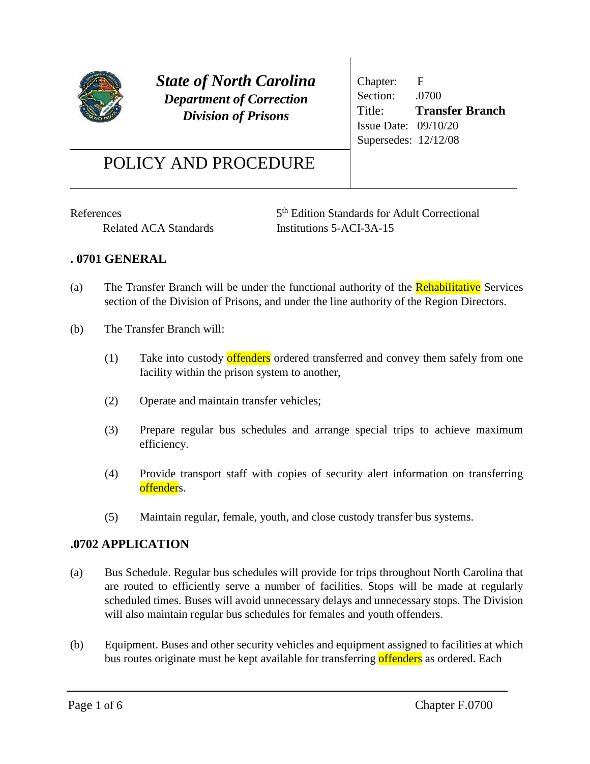**State of North Carolina**
***Department of Correction***
***Division of Prisons***

| | |
|---|---|
| Chapter: | F |
| Section: | .0700 |
| Title: | **Transfer Branch** |
| Issue Date: | 09/10/20 |
| Supersedes: | 12/12/08 |

# POLICY AND PROCEDURE

References
Related ACA Standards — 5th Edition Standards for Adult Correctional Institutions 5-ACI-3A-15

## . 0701 GENERAL

(a) The Transfer Branch will be under the functional authority of the Rehabilitative Services section of the Division of Prisons, and under the line authority of the Region Directors.

(b) The Transfer Branch will:

(1) Take into custody offenders ordered transferred and convey them safely from one facility within the prison system to another,

(2) Operate and maintain transfer vehicles;

(3) Prepare regular bus schedules and arrange special trips to achieve maximum efficiency.

(4) Provide transport staff with copies of security alert information on transferring offenders.

(5) Maintain regular, female, youth, and close custody transfer bus systems.

## .0702 APPLICATION

(a) Bus Schedule. Regular bus schedules will provide for trips throughout North Carolina that are routed to efficiently serve a number of facilities. Stops will be made at regularly scheduled times. Buses will avoid unnecessary delays and unnecessary stops. The Division will also maintain regular bus schedules for females and youth offenders.

(b) Equipment. Buses and other security vehicles and equipment assigned to facilities at which bus routes originate must be kept available for transferring offenders as ordered. Each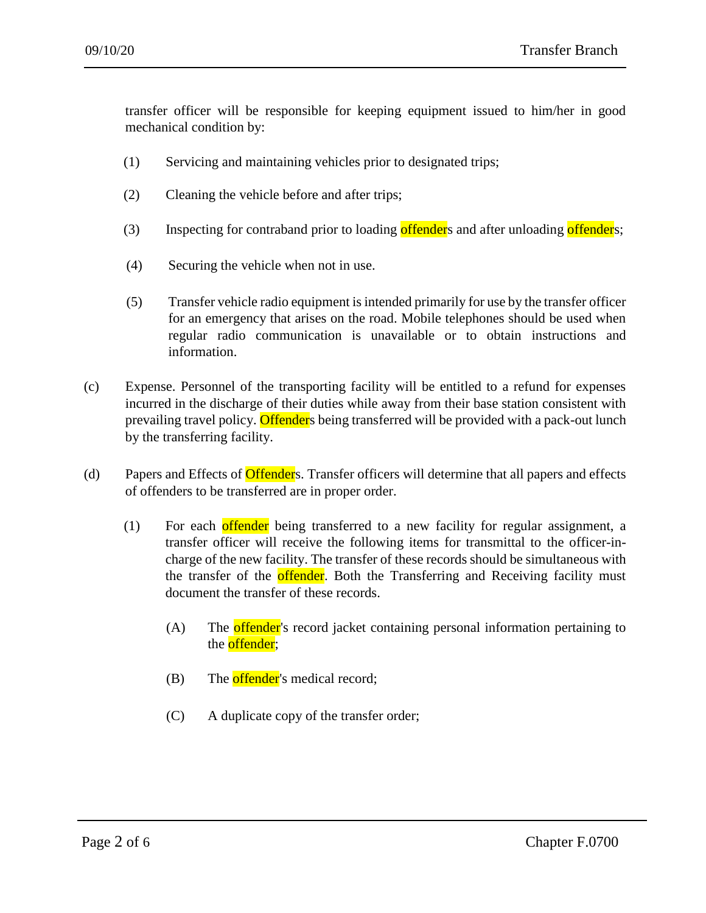transfer officer will be responsible for keeping equipment issued to him/her in good mechanical condition by:

(1) Servicing and maintaining vehicles prior to designated trips;

(2) Cleaning the vehicle before and after trips;

(3) Inspecting for contraband prior to loading offenders and after unloading offenders;

(4) Securing the vehicle when not in use.

(5) Transfer vehicle radio equipment is intended primarily for use by the transfer officer for an emergency that arises on the road. Mobile telephones should be used when regular radio communication is unavailable or to obtain instructions and information.

(c) Expense. Personnel of the transporting facility will be entitled to a refund for expenses incurred in the discharge of their duties while away from their base station consistent with prevailing travel policy. Offenders being transferred will be provided with a pack-out lunch by the transferring facility.

(d) Papers and Effects of Offenders. Transfer officers will determine that all papers and effects of offenders to be transferred are in proper order.

(1) For each offender being transferred to a new facility for regular assignment, a transfer officer will receive the following items for transmittal to the officer-in-charge of the new facility. The transfer of these records should be simultaneous with the transfer of the offender. Both the Transferring and Receiving facility must document the transfer of these records.

(A) The offender's record jacket containing personal information pertaining to the offender;

(B) The offender's medical record;

(C) A duplicate copy of the transfer order;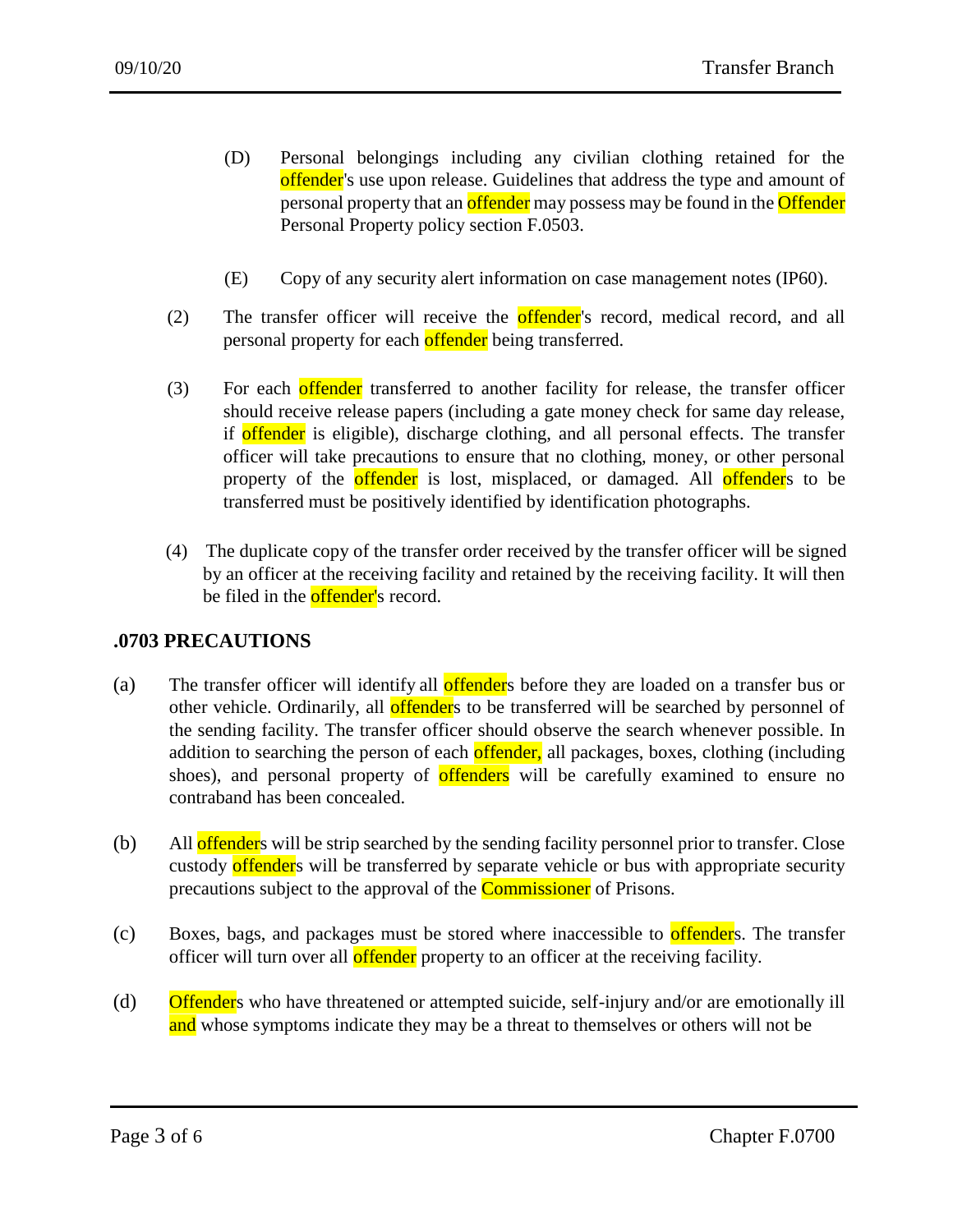(D) Personal belongings including any civilian clothing retained for the offender's use upon release. Guidelines that address the type and amount of personal property that an offender may possess may be found in the Offender Personal Property policy section F.0503.

(E) Copy of any security alert information on case management notes (IP60).

(2) The transfer officer will receive the offender's record, medical record, and all personal property for each offender being transferred.

(3) For each offender transferred to another facility for release, the transfer officer should receive release papers (including a gate money check for same day release, if offender is eligible), discharge clothing, and all personal effects. The transfer officer will take precautions to ensure that no clothing, money, or other personal property of the offender is lost, misplaced, or damaged. All offenders to be transferred must be positively identified by identification photographs.

(4) The duplicate copy of the transfer order received by the transfer officer will be signed by an officer at the receiving facility and retained by the receiving facility. It will then be filed in the offender's record.

## .0703 PRECAUTIONS

(a) The transfer officer will identify all offenders before they are loaded on a transfer bus or other vehicle. Ordinarily, all offenders to be transferred will be searched by personnel of the sending facility. The transfer officer should observe the search whenever possible. In addition to searching the person of each offender, all packages, boxes, clothing (including shoes), and personal property of offenders will be carefully examined to ensure no contraband has been concealed.

(b) All offenders will be strip searched by the sending facility personnel prior to transfer. Close custody offenders will be transferred by separate vehicle or bus with appropriate security precautions subject to the approval of the Commissioner of Prisons.

(c) Boxes, bags, and packages must be stored where inaccessible to offenders. The transfer officer will turn over all offender property to an officer at the receiving facility.

(d) Offenders who have threatened or attempted suicide, self-injury and/or are emotionally ill and whose symptoms indicate they may be a threat to themselves or others will not be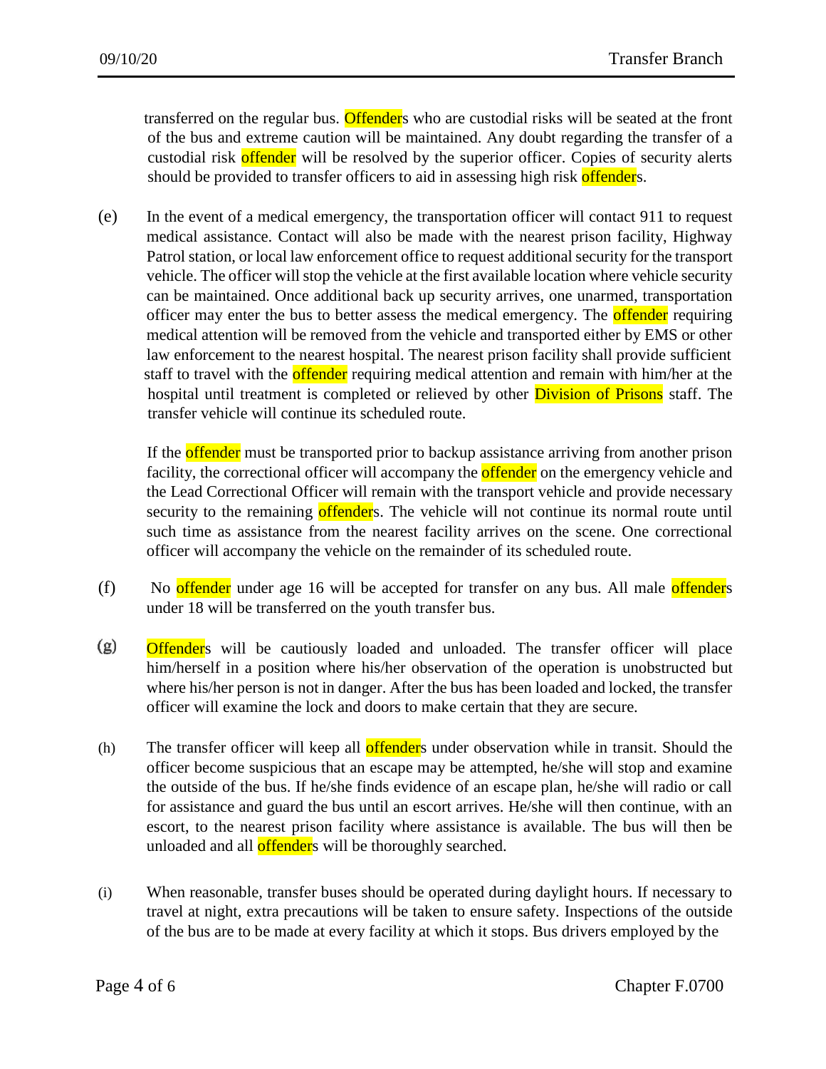transferred on the regular bus. Offenders who are custodial risks will be seated at the front of the bus and extreme caution will be maintained. Any doubt regarding the transfer of a custodial risk offender will be resolved by the superior officer. Copies of security alerts should be provided to transfer officers to aid in assessing high risk offenders.

(e) In the event of a medical emergency, the transportation officer will contact 911 to request medical assistance. Contact will also be made with the nearest prison facility, Highway Patrol station, or local law enforcement office to request additional security for the transport vehicle. The officer will stop the vehicle at the first available location where vehicle security can be maintained. Once additional back up security arrives, one unarmed, transportation officer may enter the bus to better assess the medical emergency. The offender requiring medical attention will be removed from the vehicle and transported either by EMS or other law enforcement to the nearest hospital. The nearest prison facility shall provide sufficient staff to travel with the offender requiring medical attention and remain with him/her at the hospital until treatment is completed or relieved by other Division of Prisons staff. The transfer vehicle will continue its scheduled route.

If the offender must be transported prior to backup assistance arriving from another prison facility, the correctional officer will accompany the offender on the emergency vehicle and the Lead Correctional Officer will remain with the transport vehicle and provide necessary security to the remaining offenders. The vehicle will not continue its normal route until such time as assistance from the nearest facility arrives on the scene. One correctional officer will accompany the vehicle on the remainder of its scheduled route.

(f) No offender under age 16 will be accepted for transfer on any bus. All male offenders under 18 will be transferred on the youth transfer bus.

(g) Offenders will be cautiously loaded and unloaded. The transfer officer will place him/herself in a position where his/her observation of the operation is unobstructed but where his/her person is not in danger. After the bus has been loaded and locked, the transfer officer will examine the lock and doors to make certain that they are secure.

(h) The transfer officer will keep all offenders under observation while in transit. Should the officer become suspicious that an escape may be attempted, he/she will stop and examine the outside of the bus. If he/she finds evidence of an escape plan, he/she will radio or call for assistance and guard the bus until an escort arrives. He/she will then continue, with an escort, to the nearest prison facility where assistance is available. The bus will then be unloaded and all offenders will be thoroughly searched.

(i) When reasonable, transfer buses should be operated during daylight hours. If necessary to travel at night, extra precautions will be taken to ensure safety. Inspections of the outside of the bus are to be made at every facility at which it stops. Bus drivers employed by the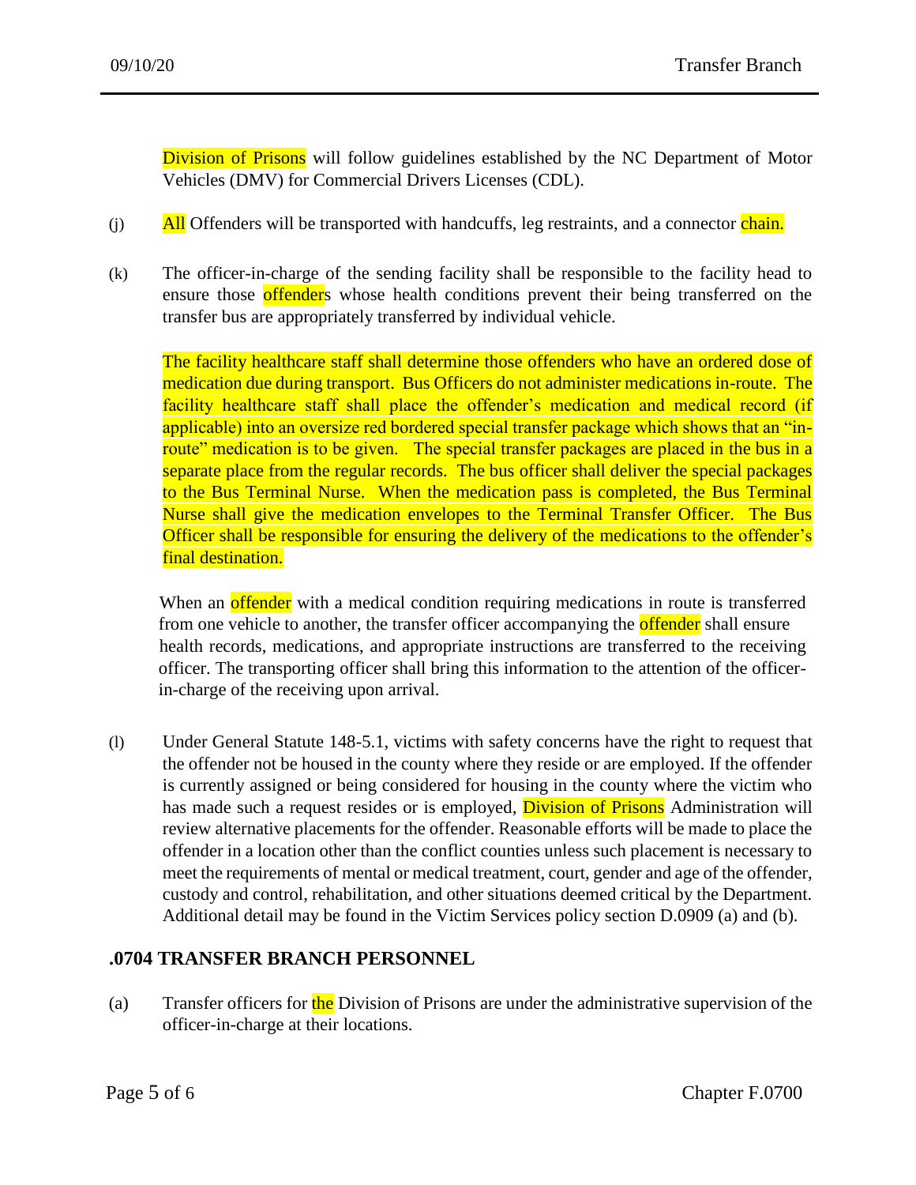Division of Prisons will follow guidelines established by the NC Department of Motor Vehicles (DMV) for Commercial Drivers Licenses (CDL).

(j) All Offenders will be transported with handcuffs, leg restraints, and a connector chain.

(k) The officer-in-charge of the sending facility shall be responsible to the facility head to ensure those offenders whose health conditions prevent their being transferred on the transfer bus are appropriately transferred by individual vehicle.

The facility healthcare staff shall determine those offenders who have an ordered dose of medication due during transport. Bus Officers do not administer medications in-route. The facility healthcare staff shall place the offender's medication and medical record (if applicable) into an oversize red bordered special transfer package which shows that an "in-route" medication is to be given. The special transfer packages are placed in the bus in a separate place from the regular records. The bus officer shall deliver the special packages to the Bus Terminal Nurse. When the medication pass is completed, the Bus Terminal Nurse shall give the medication envelopes to the Terminal Transfer Officer. The Bus Officer shall be responsible for ensuring the delivery of the medications to the offender's final destination.

When an offender with a medical condition requiring medications in route is transferred from one vehicle to another, the transfer officer accompanying the offender shall ensure health records, medications, and appropriate instructions are transferred to the receiving officer. The transporting officer shall bring this information to the attention of the officer-in-charge of the receiving upon arrival.

(l) Under General Statute 148-5.1, victims with safety concerns have the right to request that the offender not be housed in the county where they reside or are employed. If the offender is currently assigned or being considered for housing in the county where the victim who has made such a request resides or is employed, Division of Prisons Administration will review alternative placements for the offender. Reasonable efforts will be made to place the offender in a location other than the conflict counties unless such placement is necessary to meet the requirements of mental or medical treatment, court, gender and age of the offender, custody and control, rehabilitation, and other situations deemed critical by the Department. Additional detail may be found in the Victim Services policy section D.0909 (a) and (b).

## .0704 TRANSFER BRANCH PERSONNEL

(a) Transfer officers for the Division of Prisons are under the administrative supervision of the officer-in-charge at their locations.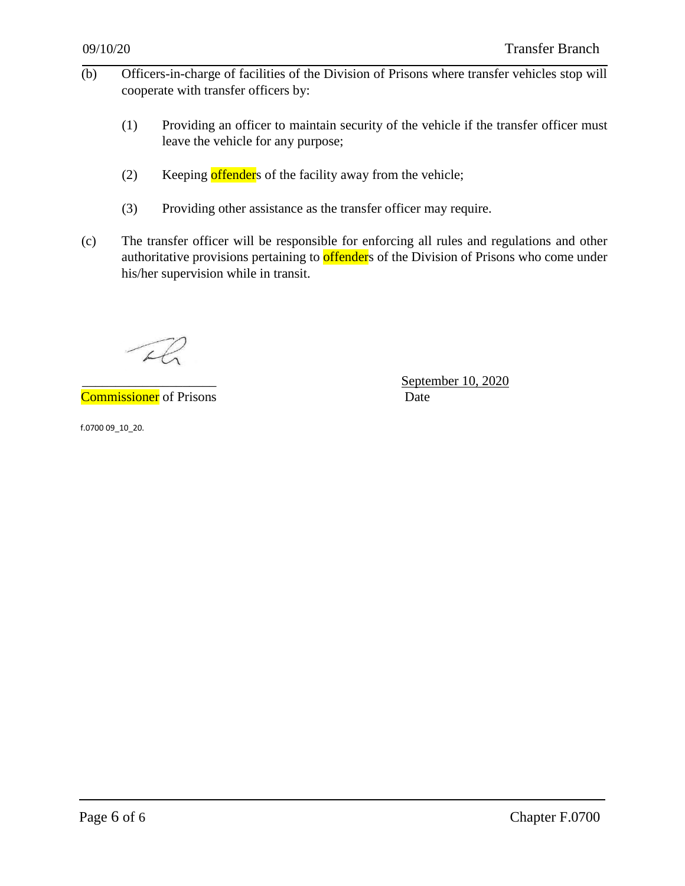(b) Officers-in-charge of facilities of the Division of Prisons where transfer vehicles stop will cooperate with transfer officers by:

  (1) Providing an officer to maintain security of the vehicle if the transfer officer must leave the vehicle for any purpose;

  (2) Keeping offenders of the facility away from the vehicle;

  (3) Providing other assistance as the transfer officer may require.

(c) The transfer officer will be responsible for enforcing all rules and regulations and other authoritative provisions pertaining to offenders of the Division of Prisons who come under his/her supervision while in transit.

\_\_\_\_\_\_\_\_\_\_\_\_\_\_\_\_\_\_\_\_  
Commissioner of Prisons

September 10, 2020  
Date

f.0700 09_10_20.